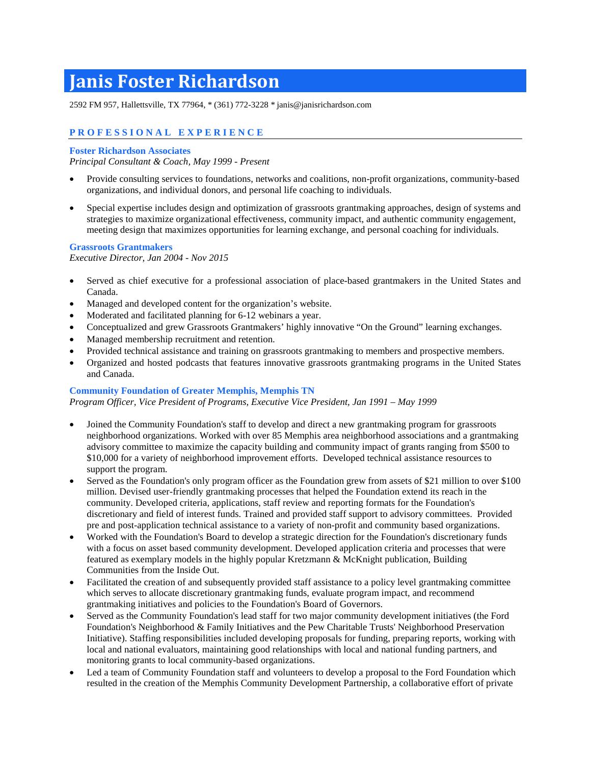# Janis Foster Richardson

2592 FM 957, Hallettsville, TX 77964, * (361) 772-3228 * janis@janisrichardson.com

## PROFESSIONAL EXPERIENCE

### Foster Richardson Associates

*Principal Consultant & Coach, May 1999 - Present*

- Provide consulting services to foundations, networks and coalitions, non-profit organizations, community-based organizations, and individual donors, and personal life coaching to individuals.
- Special expertise includes design and optimization of grassroots grantmaking approaches, design of systems and strategies to maximize organizational effectiveness, community impact, and authentic community engagement, meeting design that maximizes opportunities for learning exchange, and personal coaching for individuals.

### Grassroots Grantmakers

*Executive Director, Jan 2004 - Nov 2015*

- Served as chief executive for a professional association of place-based grantmakers in the United States and Canada.
- Managed and developed content for the organization's website.
- Moderated and facilitated planning for 6-12 webinars a year.
- Conceptualized and grew Grassroots Grantmakers' highly innovative "On the Ground" learning exchanges.
- Managed membership recruitment and retention.
- Provided technical assistance and training on grassroots grantmaking to members and prospective members.
- Organized and hosted podcasts that features innovative grassroots grantmaking programs in the United States and Canada.

### Community Foundation of Greater Memphis, Memphis TN

*Program Officer, Vice President of Programs, Executive Vice President, Jan 1991 – May 1999*

- Joined the Community Foundation's staff to develop and direct a new grantmaking program for grassroots neighborhood organizations. Worked with over 85 Memphis area neighborhood associations and a grantmaking advisory committee to maximize the capacity building and community impact of grants ranging from $500 to $10,000 for a variety of neighborhood improvement efforts. Developed technical assistance resources to support the program.
- Served as the Foundation's only program officer as the Foundation grew from assets of $21 million to over $100 million. Devised user-friendly grantmaking processes that helped the Foundation extend its reach in the community. Developed criteria, applications, staff review and reporting formats for the Foundation's discretionary and field of interest funds. Trained and provided staff support to advisory committees. Provided pre and post-application technical assistance to a variety of non-profit and community based organizations.
- Worked with the Foundation's Board to develop a strategic direction for the Foundation's discretionary funds with a focus on asset based community development. Developed application criteria and processes that were featured as exemplary models in the highly popular Kretzmann & McKnight publication, Building Communities from the Inside Out.
- Facilitated the creation of and subsequently provided staff assistance to a policy level grantmaking committee which serves to allocate discretionary grantmaking funds, evaluate program impact, and recommend grantmaking initiatives and policies to the Foundation's Board of Governors.
- Served as the Community Foundation's lead staff for two major community development initiatives (the Ford Foundation's Neighborhood & Family Initiatives and the Pew Charitable Trusts' Neighborhood Preservation Initiative). Staffing responsibilities included developing proposals for funding, preparing reports, working with local and national evaluators, maintaining good relationships with local and national funding partners, and monitoring grants to local community-based organizations.
- Led a team of Community Foundation staff and volunteers to develop a proposal to the Ford Foundation which resulted in the creation of the Memphis Community Development Partnership, a collaborative effort of private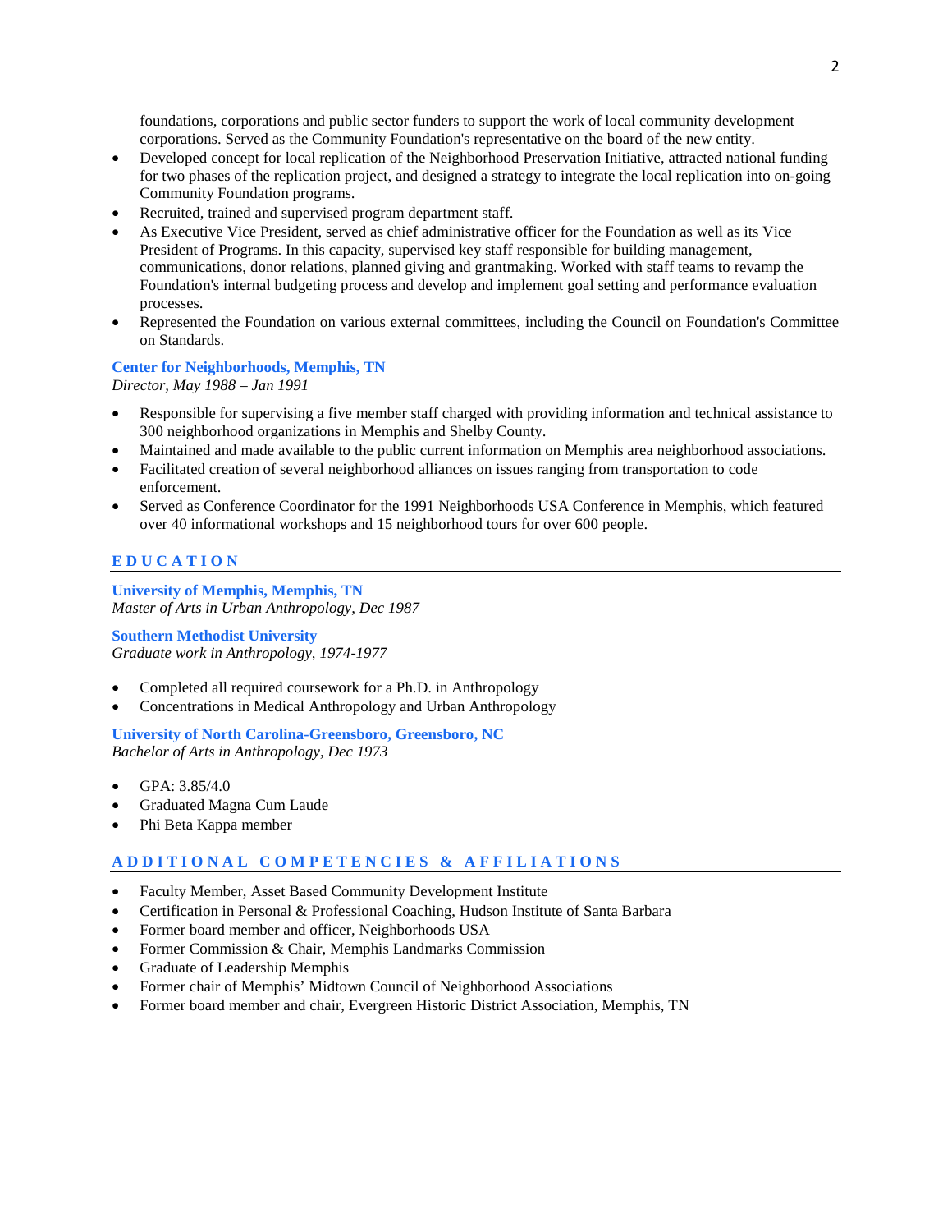foundations, corporations and public sector funders to support the work of local community development corporations. Served as the Community Foundation's representative on the board of the new entity.

- Developed concept for local replication of the Neighborhood Preservation Initiative, attracted national funding for two phases of the replication project, and designed a strategy to integrate the local replication into on-going Community Foundation programs.
- Recruited, trained and supervised program department staff.
- As Executive Vice President, served as chief administrative officer for the Foundation as well as its Vice President of Programs. In this capacity, supervised key staff responsible for building management, communications, donor relations, planned giving and grantmaking. Worked with staff teams to revamp the Foundation's internal budgeting process and develop and implement goal setting and performance evaluation processes.
- Represented the Foundation on various external committees, including the Council on Foundation's Committee on Standards.

**Center for Neighborhoods, Memphis, TN**
*Director, May 1988 – Jan 1991*

- Responsible for supervising a five member staff charged with providing information and technical assistance to 300 neighborhood organizations in Memphis and Shelby County.
- Maintained and made available to the public current information on Memphis area neighborhood associations.
- Facilitated creation of several neighborhood alliances on issues ranging from transportation to code enforcement.
- Served as Conference Coordinator for the 1991 Neighborhoods USA Conference in Memphis, which featured over 40 informational workshops and 15 neighborhood tours for over 600 people.

## EDUCATION

**University of Memphis, Memphis, TN**
*Master of Arts in Urban Anthropology, Dec 1987*

**Southern Methodist University**
*Graduate work in Anthropology, 1974-1977*

- Completed all required coursework for a Ph.D. in Anthropology
- Concentrations in Medical Anthropology and Urban Anthropology

**University of North Carolina-Greensboro, Greensboro, NC**
*Bachelor of Arts in Anthropology, Dec 1973*

- GPA: 3.85/4.0
- Graduated Magna Cum Laude
- Phi Beta Kappa member

## ADDITIONAL COMPETENCIES & AFFILIATIONS

- Faculty Member, Asset Based Community Development Institute
- Certification in Personal & Professional Coaching, Hudson Institute of Santa Barbara
- Former board member and officer, Neighborhoods USA
- Former Commission & Chair, Memphis Landmarks Commission
- Graduate of Leadership Memphis
- Former chair of Memphis' Midtown Council of Neighborhood Associations
- Former board member and chair, Evergreen Historic District Association, Memphis, TN